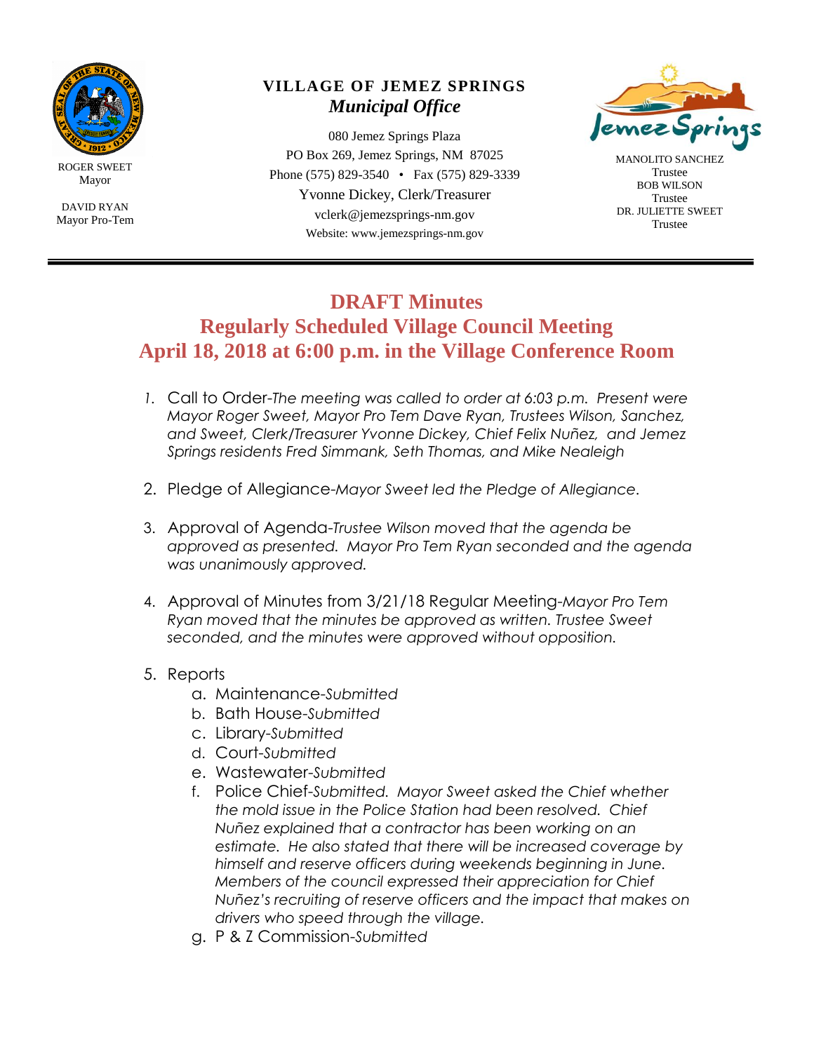ROGER SWEET
Mayor

DAVID RYAN
Mayor Pro-Tem

**VILLAGE OF JEMEZ SPRINGS**
***Municipal Office***

080 Jemez Springs Plaza
PO Box 269, Jemez Springs, NM 87025
Phone (575) 829-3540 • Fax (575) 829-3339
Yvonne Dickey, Clerk/Treasurer
vclerk@jemezsprings-nm.gov
Website: www.jemezsprings-nm.gov

MANOLITO SANCHEZ
Trustee
BOB WILSON
Trustee
DR. JULIETTE SWEET
Trustee

# DRAFT Minutes
## Regularly Scheduled Village Council Meeting
## April 18, 2018 at 6:00 p.m. in the Village Conference Room

1. Call to Order-*The meeting was called to order at 6:03 p.m. Present were Mayor Roger Sweet, Mayor Pro Tem Dave Ryan, Trustees Wilson, Sanchez, and Sweet, Clerk/Treasurer Yvonne Dickey, Chief Felix Nuñez, and Jemez Springs residents Fred Simmank, Seth Thomas, and Mike Nealeigh*

2. Pledge of Allegiance-*Mayor Sweet led the Pledge of Allegiance.*

3. Approval of Agenda-*Trustee Wilson moved that the agenda be approved as presented. Mayor Pro Tem Ryan seconded and the agenda was unanimously approved.*

4. Approval of Minutes from 3/21/18 Regular Meeting-*Mayor Pro Tem Ryan moved that the minutes be approved as written. Trustee Sweet seconded, and the minutes were approved without opposition.*

5. Reports
    a. Maintenance-*Submitted*
    b. Bath House-*Submitted*
    c. Library-*Submitted*
    d. Court-*Submitted*
    e. Wastewater-*Submitted*
    f. Police Chief-*Submitted. Mayor Sweet asked the Chief whether the mold issue in the Police Station had been resolved. Chief Nuñez explained that a contractor has been working on an estimate. He also stated that there will be increased coverage by himself and reserve officers during weekends beginning in June. Members of the council expressed their appreciation for Chief Nuñez's recruiting of reserve officers and the impact that makes on drivers who speed through the village.*
    g. P & Z Commission-*Submitted*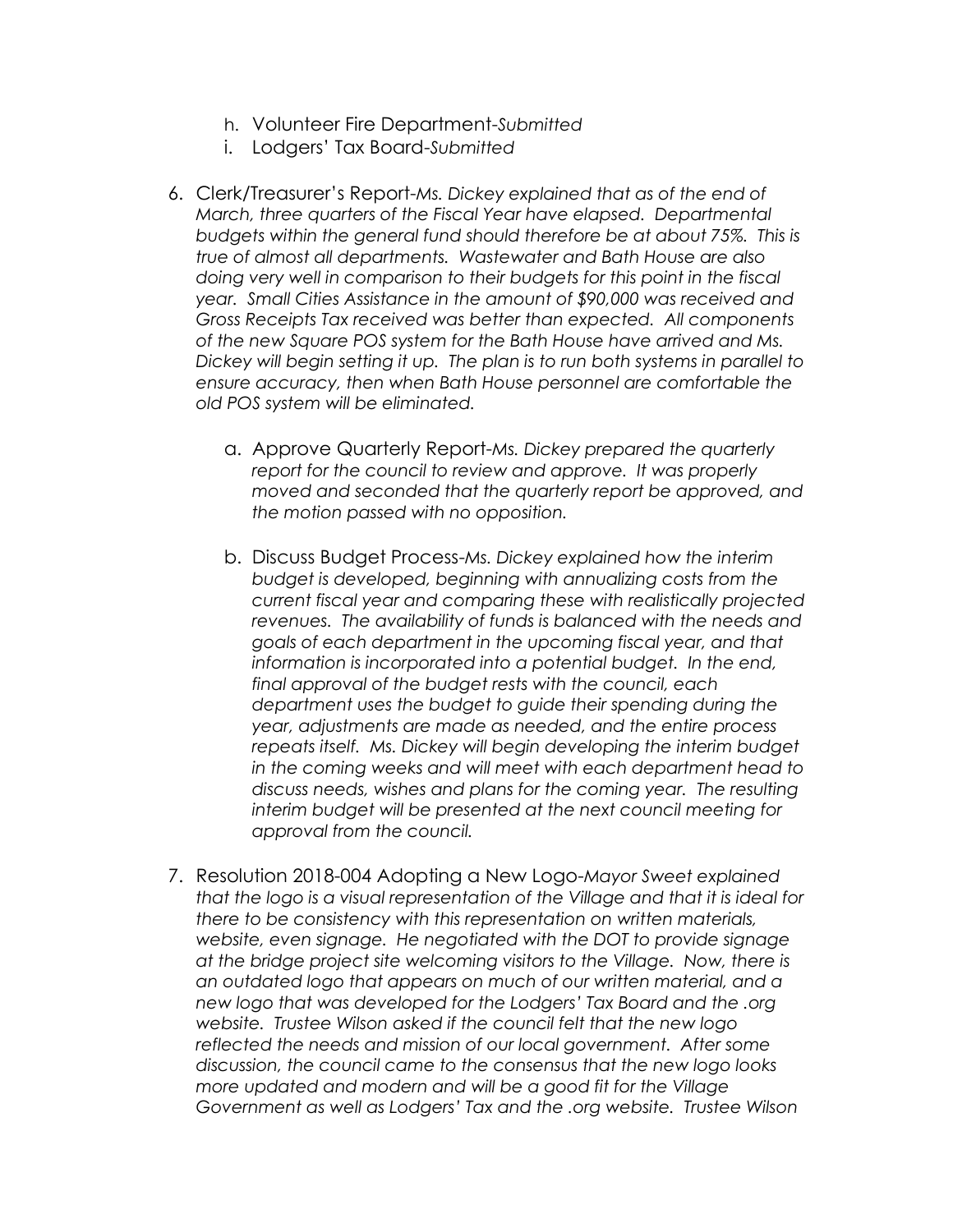h. Volunteer Fire Department-*Submitted*
i. Lodgers' Tax Board-*Submitted*

6. Clerk/Treasurer's Report-*Ms. Dickey explained that as of the end of March, three quarters of the Fiscal Year have elapsed. Departmental budgets within the general fund should therefore be at about 75%. This is true of almost all departments. Wastewater and Bath House are also doing very well in comparison to their budgets for this point in the fiscal year. Small Cities Assistance in the amount of $90,000 was received and Gross Receipts Tax received was better than expected. All components of the new Square POS system for the Bath House have arrived and Ms. Dickey will begin setting it up. The plan is to run both systems in parallel to ensure accuracy, then when Bath House personnel are comfortable the old POS system will be eliminated.*

    a. Approve Quarterly Report-*Ms. Dickey prepared the quarterly report for the council to review and approve. It was properly moved and seconded that the quarterly report be approved, and the motion passed with no opposition.*

    b. Discuss Budget Process-*Ms. Dickey explained how the interim budget is developed, beginning with annualizing costs from the current fiscal year and comparing these with realistically projected revenues. The availability of funds is balanced with the needs and goals of each department in the upcoming fiscal year, and that information is incorporated into a potential budget. In the end, final approval of the budget rests with the council, each department uses the budget to guide their spending during the year, adjustments are made as needed, and the entire process repeats itself. Ms. Dickey will begin developing the interim budget in the coming weeks and will meet with each department head to discuss needs, wishes and plans for the coming year. The resulting interim budget will be presented at the next council meeting for approval from the council.*

7. Resolution 2018-004 Adopting a New Logo-*Mayor Sweet explained that the logo is a visual representation of the Village and that it is ideal for there to be consistency with this representation on written materials, website, even signage. He negotiated with the DOT to provide signage at the bridge project site welcoming visitors to the Village. Now, there is an outdated logo that appears on much of our written material, and a new logo that was developed for the Lodgers' Tax Board and the .org website. Trustee Wilson asked if the council felt that the new logo reflected the needs and mission of our local government. After some discussion, the council came to the consensus that the new logo looks more updated and modern and will be a good fit for the Village Government as well as Lodgers' Tax and the .org website. Trustee Wilson*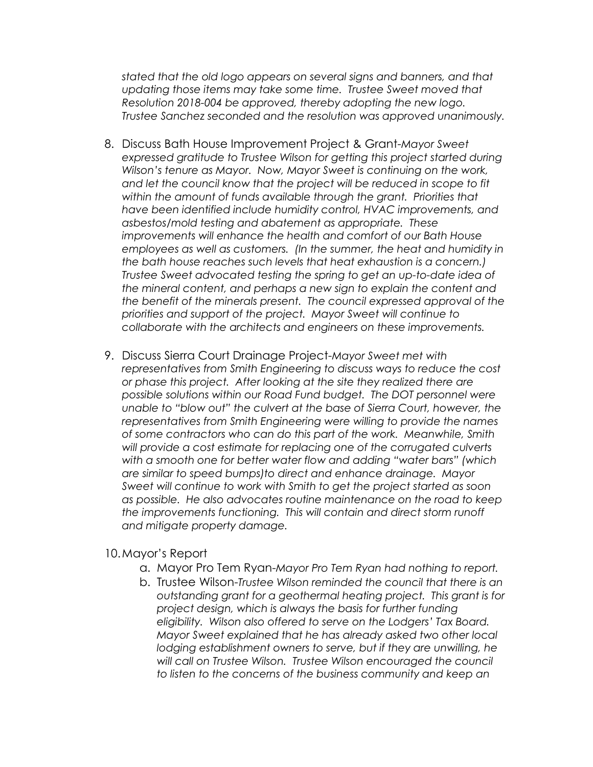*stated that the old logo appears on several signs and banners, and that updating those items may take some time. Trustee Sweet moved that Resolution 2018-004 be approved, thereby adopting the new logo. Trustee Sanchez seconded and the resolution was approved unanimously.*

8. Discuss Bath House Improvement Project & Grant-*Mayor Sweet expressed gratitude to Trustee Wilson for getting this project started during Wilson's tenure as Mayor. Now, Mayor Sweet is continuing on the work, and let the council know that the project will be reduced in scope to fit within the amount of funds available through the grant. Priorities that have been identified include humidity control, HVAC improvements, and asbestos/mold testing and abatement as appropriate. These improvements will enhance the health and comfort of our Bath House employees as well as customers. (In the summer, the heat and humidity in the bath house reaches such levels that heat exhaustion is a concern.) Trustee Sweet advocated testing the spring to get an up-to-date idea of the mineral content, and perhaps a new sign to explain the content and the benefit of the minerals present. The council expressed approval of the priorities and support of the project. Mayor Sweet will continue to collaborate with the architects and engineers on these improvements.*

9. Discuss Sierra Court Drainage Project-*Mayor Sweet met with representatives from Smith Engineering to discuss ways to reduce the cost or phase this project. After looking at the site they realized there are possible solutions within our Road Fund budget. The DOT personnel were unable to "blow out" the culvert at the base of Sierra Court, however, the representatives from Smith Engineering were willing to provide the names of some contractors who can do this part of the work. Meanwhile, Smith will provide a cost estimate for replacing one of the corrugated culverts with a smooth one for better water flow and adding "water bars" (which are similar to speed bumps)to direct and enhance drainage. Mayor Sweet will continue to work with Smith to get the project started as soon as possible. He also advocates routine maintenance on the road to keep the improvements functioning. This will contain and direct storm runoff and mitigate property damage.*

10. Mayor's Report
    a. Mayor Pro Tem Ryan-*Mayor Pro Tem Ryan had nothing to report.*
    b. Trustee Wilson-*Trustee Wilson reminded the council that there is an outstanding grant for a geothermal heating project. This grant is for project design, which is always the basis for further funding eligibility. Wilson also offered to serve on the Lodgers' Tax Board. Mayor Sweet explained that he has already asked two other local lodging establishment owners to serve, but if they are unwilling, he will call on Trustee Wilson. Trustee Wilson encouraged the council to listen to the concerns of the business community and keep an*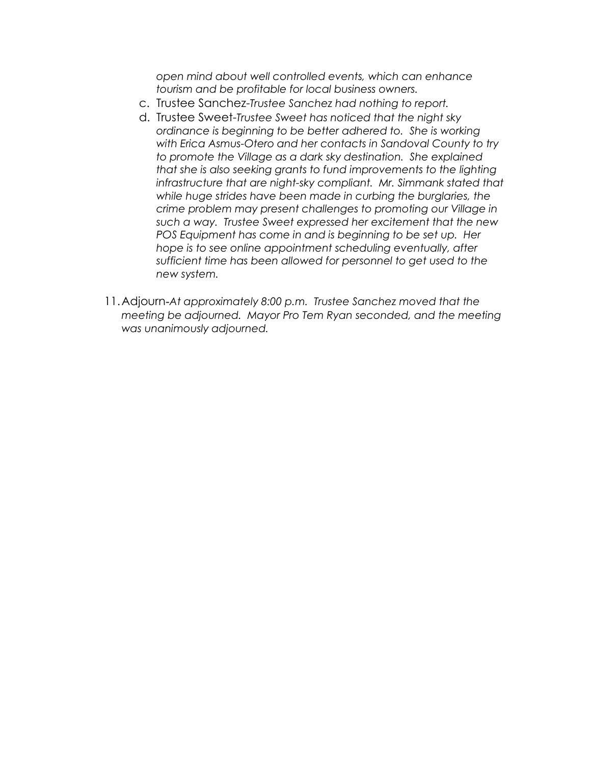*open mind about well controlled events, which can enhance tourism and be profitable for local business owners.*

c. Trustee Sanchez-*Trustee Sanchez had nothing to report.*

d. Trustee Sweet-*Trustee Sweet has noticed that the night sky ordinance is beginning to be better adhered to. She is working with Erica Asmus-Otero and her contacts in Sandoval County to try to promote the Village as a dark sky destination. She explained that she is also seeking grants to fund improvements to the lighting infrastructure that are night-sky compliant. Mr. Simmank stated that while huge strides have been made in curbing the burglaries, the crime problem may present challenges to promoting our Village in such a way. Trustee Sweet expressed her excitement that the new POS Equipment has come in and is beginning to be set up. Her hope is to see online appointment scheduling eventually, after sufficient time has been allowed for personnel to get used to the new system.*

11. Adjourn-*At approximately 8:00 p.m. Trustee Sanchez moved that the meeting be adjourned. Mayor Pro Tem Ryan seconded, and the meeting was unanimously adjourned.*